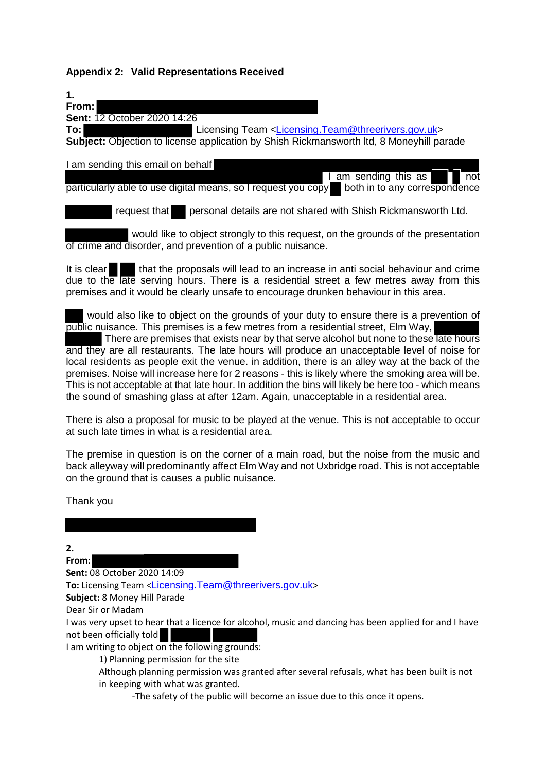**Appendix 2: Valid Representations Received**

**1.**
**From:**
**Sent:** 12 October 2020 14:26
**To:** Licensing Team <Licensing.Team@threerivers.gov.uk>
**Subject:** Objection to license application by Shish Rickmansworth ltd, 8 Moneyhill parade

I am sending this email on behalf I am sending this as not particularly able to use digital means, so I request you copy both in to any correspondence

request that personal details are not shared with Shish Rickmansworth Ltd.

would like to object strongly to this request, on the grounds of the presentation of crime and disorder, and prevention of a public nuisance.

It is clear that the proposals will lead to an increase in anti social behaviour and crime due to the late serving hours. There is a residential street a few metres away from this premises and it would be clearly unsafe to encourage drunken behaviour in this area.

would also like to object on the grounds of your duty to ensure there is a prevention of public nuisance. This premises is a few metres from a residential street, Elm Way, There are premises that exists near by that serve alcohol but none to these late hours and they are all restaurants. The late hours will produce an unacceptable level of noise for local residents as people exit the venue. in addition, there is an alley way at the back of the premises. Noise will increase here for 2 reasons - this is likely where the smoking area will be. This is not acceptable at that late hour. In addition the bins will likely be here too - which means the sound of smashing glass at after 12am. Again, unacceptable in a residential area.

There is also a proposal for music to be played at the venue. This is not acceptable to occur at such late times in what is a residential area.

The premise in question is on the corner of a main road, but the noise from the music and back alleyway will predominantly affect Elm Way and not Uxbridge road. This is not acceptable on the ground that is causes a public nuisance.

Thank you

**2.**
**From:**
**Sent:** 08 October 2020 14:09
**To:** Licensing Team <Licensing.Team@threerivers.gov.uk>
**Subject:** 8 Money Hill Parade

Dear Sir or Madam

I was very upset to hear that a licence for alcohol, music and dancing has been applied for and I have not been officially told

I am writing to object on the following grounds:

1) Planning permission for the site

Although planning permission was granted after several refusals, what has been built is not in keeping with what was granted.

-The safety of the public will become an issue due to this once it opens.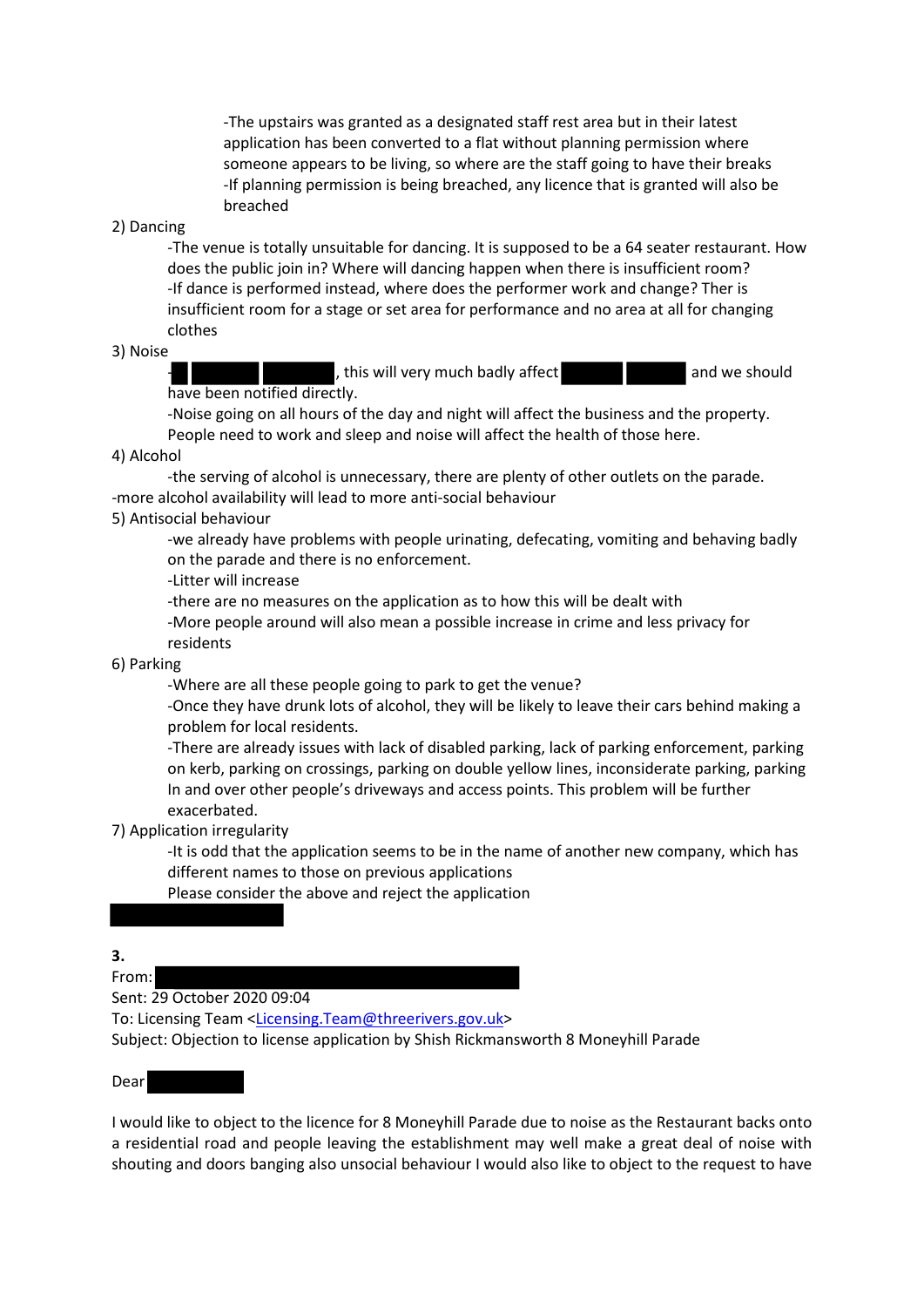-The upstairs was granted as a designated staff rest area but in their latest application has been converted to a flat without planning permission where someone appears to be living, so where are the staff going to have their breaks
-If planning permission is being breached, any licence that is granted will also be breached

2) Dancing
-The venue is totally unsuitable for dancing. It is supposed to be a 64 seater restaurant. How does the public join in? Where will dancing happen when there is insufficient room?
-If dance is performed instead, where does the performer work and change? Ther is insufficient room for a stage or set area for performance and no area at all for changing clothes

3) Noise
-███ ██████ ██████, this will very much badly affect ██████ ██████ and we should have been notified directly.
-Noise going on all hours of the day and night will affect the business and the property. People need to work and sleep and noise will affect the health of those here.

4) Alcohol
-the serving of alcohol is unnecessary, there are plenty of other outlets on the parade.
-more alcohol availability will lead to more anti-social behaviour

5) Antisocial behaviour
-we already have problems with people urinating, defecating, vomiting and behaving badly on the parade and there is no enforcement.
-Litter will increase
-there are no measures on the application as to how this will be dealt with
-More people around will also mean a possible increase in crime and less privacy for residents

6) Parking
-Where are all these people going to park to get the venue?
-Once they have drunk lots of alcohol, they will be likely to leave their cars behind making a problem for local residents.
-There are already issues with lack of disabled parking, lack of parking enforcement, parking on kerb, parking on crossings, parking on double yellow lines, inconsiderate parking, parking In and over other people's driveways and access points. This problem will be further exacerbated.

7) Application irregularity
-It is odd that the application seems to be in the name of another new company, which has different names to those on previous applications
Please consider the above and reject the application

██████████

**3.**

From: ██████████████████
Sent: 29 October 2020 09:04
To: Licensing Team <Licensing.Team@threerivers.gov.uk>
Subject: Objection to license application by Shish Rickmansworth 8 Moneyhill Parade

Dear ██████

I would like to object to the licence for 8 Moneyhill Parade due to noise as the Restaurant backs onto a residential road and people leaving the establishment may well make a great deal of noise with shouting and doors banging also unsocial behaviour I would also like to object to the request to have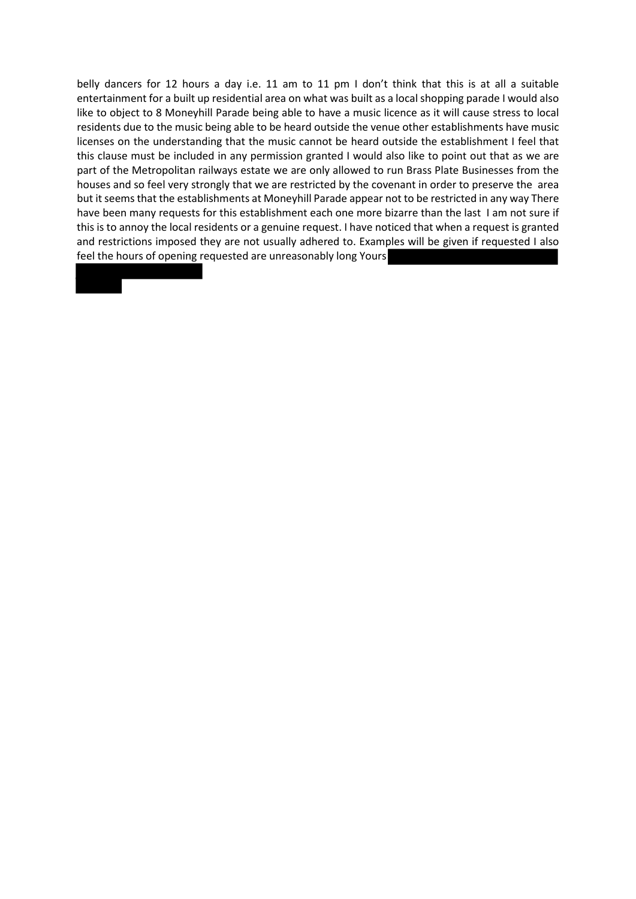belly dancers for 12 hours a day i.e. 11 am to 11 pm I don't think that this is at all a suitable entertainment for a built up residential area on what was built as a local shopping parade I would also like to object to 8 Moneyhill Parade being able to have a music licence as it will cause stress to local residents due to the music being able to be heard outside the venue other establishments have music licenses on the understanding that the music cannot be heard outside the establishment I feel that this clause must be included in any permission granted I would also like to point out that as we are part of the Metropolitan railways estate we are only allowed to run Brass Plate Businesses from the houses and so feel very strongly that we are restricted by the covenant in order to preserve the area but it seems that the establishments at Moneyhill Parade appear not to be restricted in any way There have been many requests for this establishment each one more bizarre than the last I am not sure if this is to annoy the local residents or a genuine request. I have noticed that when a request is granted and restrictions imposed they are not usually adhered to. Examples will be given if requested I also feel the hours of opening requested are unreasonably long Yours